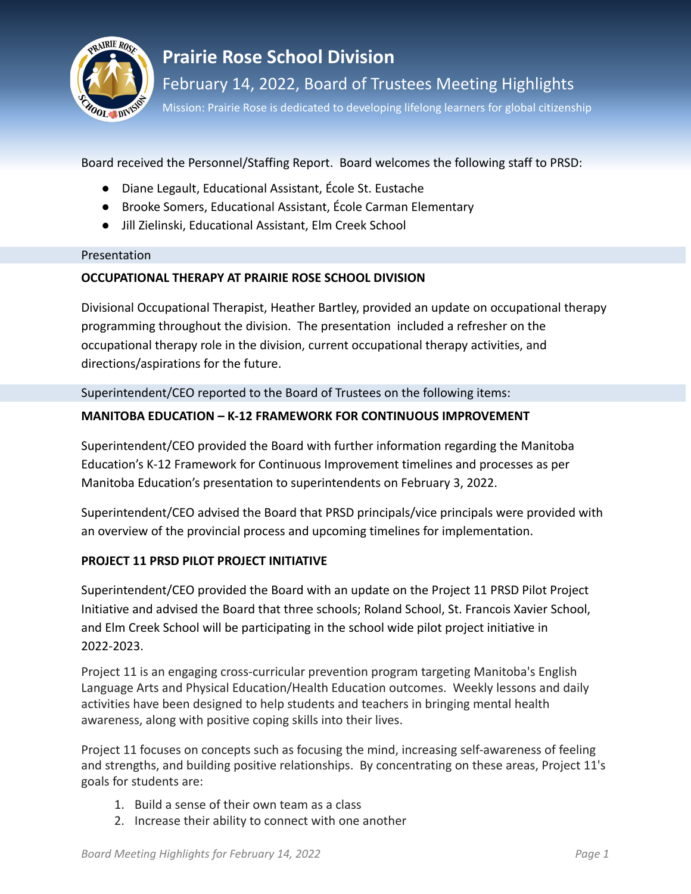# Prairie Rose School Division

## February 14, 2022, Board of Trustees Meeting Highlights

Mission: Prairie Rose is dedicated to developing lifelong learners for global citizenship

Board received the Personnel/Staffing Report. Board welcomes the following staff to PRSD:

- Diane Legault, Educational Assistant, École St. Eustache
- Brooke Somers, Educational Assistant, École Carman Elementary
- Jill Zielinski, Educational Assistant, Elm Creek School

Presentation

**OCCUPATIONAL THERAPY AT PRAIRIE ROSE SCHOOL DIVISION**

Divisional Occupational Therapist, Heather Bartley, provided an update on occupational therapy programming throughout the division. The presentation included a refresher on the occupational therapy role in the division, current occupational therapy activities, and directions/aspirations for the future.

Superintendent/CEO reported to the Board of Trustees on the following items:

**MANITOBA EDUCATION – K-12 FRAMEWORK FOR CONTINUOUS IMPROVEMENT**

Superintendent/CEO provided the Board with further information regarding the Manitoba Education's K-12 Framework for Continuous Improvement timelines and processes as per Manitoba Education's presentation to superintendents on February 3, 2022.

Superintendent/CEO advised the Board that PRSD principals/vice principals were provided with an overview of the provincial process and upcoming timelines for implementation.

**PROJECT 11 PRSD PILOT PROJECT INITIATIVE**

Superintendent/CEO provided the Board with an update on the Project 11 PRSD Pilot Project Initiative and advised the Board that three schools; Roland School, St. Francois Xavier School, and Elm Creek School will be participating in the school wide pilot project initiative in 2022-2023.

Project 11 is an engaging cross-curricular prevention program targeting Manitoba's English Language Arts and Physical Education/Health Education outcomes. Weekly lessons and daily activities have been designed to help students and teachers in bringing mental health awareness, along with positive coping skills into their lives.

Project 11 focuses on concepts such as focusing the mind, increasing self-awareness of feeling and strengths, and building positive relationships. By concentrating on these areas, Project 11's goals for students are:

1. Build a sense of their own team as a class
2. Increase their ability to connect with one another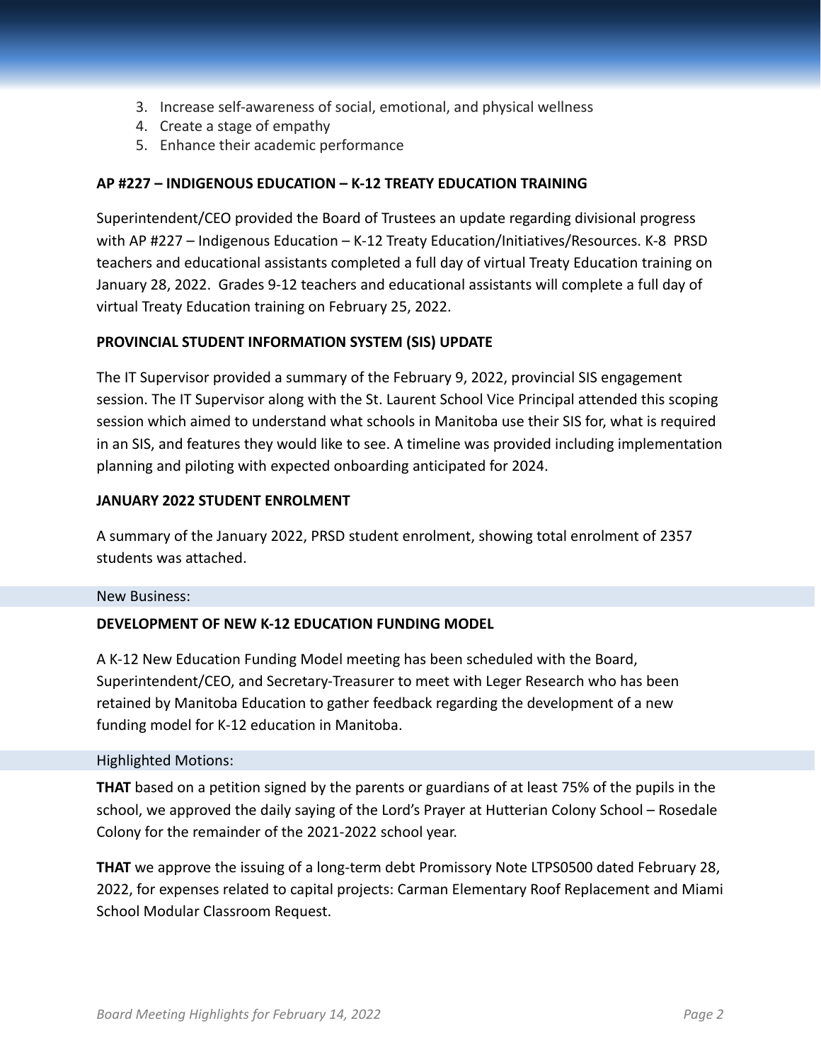3. Increase self-awareness of social, emotional, and physical wellness
4. Create a stage of empathy
5. Enhance their academic performance

### AP #227 – INDIGENOUS EDUCATION – K-12 TREATY EDUCATION TRAINING

Superintendent/CEO provided the Board of Trustees an update regarding divisional progress with AP #227 – Indigenous Education – K-12 Treaty Education/Initiatives/Resources. K-8 PRSD teachers and educational assistants completed a full day of virtual Treaty Education training on January 28, 2022. Grades 9-12 teachers and educational assistants will complete a full day of virtual Treaty Education training on February 25, 2022.

### PROVINCIAL STUDENT INFORMATION SYSTEM (SIS) UPDATE

The IT Supervisor provided a summary of the February 9, 2022, provincial SIS engagement session. The IT Supervisor along with the St. Laurent School Vice Principal attended this scoping session which aimed to understand what schools in Manitoba use their SIS for, what is required in an SIS, and features they would like to see. A timeline was provided including implementation planning and piloting with expected onboarding anticipated for 2024.

### JANUARY 2022 STUDENT ENROLMENT

A summary of the January 2022, PRSD student enrolment, showing total enrolment of 2357 students was attached.

## New Business:

### DEVELOPMENT OF NEW K-12 EDUCATION FUNDING MODEL

A K-12 New Education Funding Model meeting has been scheduled with the Board, Superintendent/CEO, and Secretary-Treasurer to meet with Leger Research who has been retained by Manitoba Education to gather feedback regarding the development of a new funding model for K-12 education in Manitoba.

## Highlighted Motions:

**THAT** based on a petition signed by the parents or guardians of at least 75% of the pupils in the school, we approved the daily saying of the Lord's Prayer at Hutterian Colony School – Rosedale Colony for the remainder of the 2021-2022 school year.

**THAT** we approve the issuing of a long-term debt Promissory Note LTPS0500 dated February 28, 2022, for expenses related to capital projects: Carman Elementary Roof Replacement and Miami School Modular Classroom Request.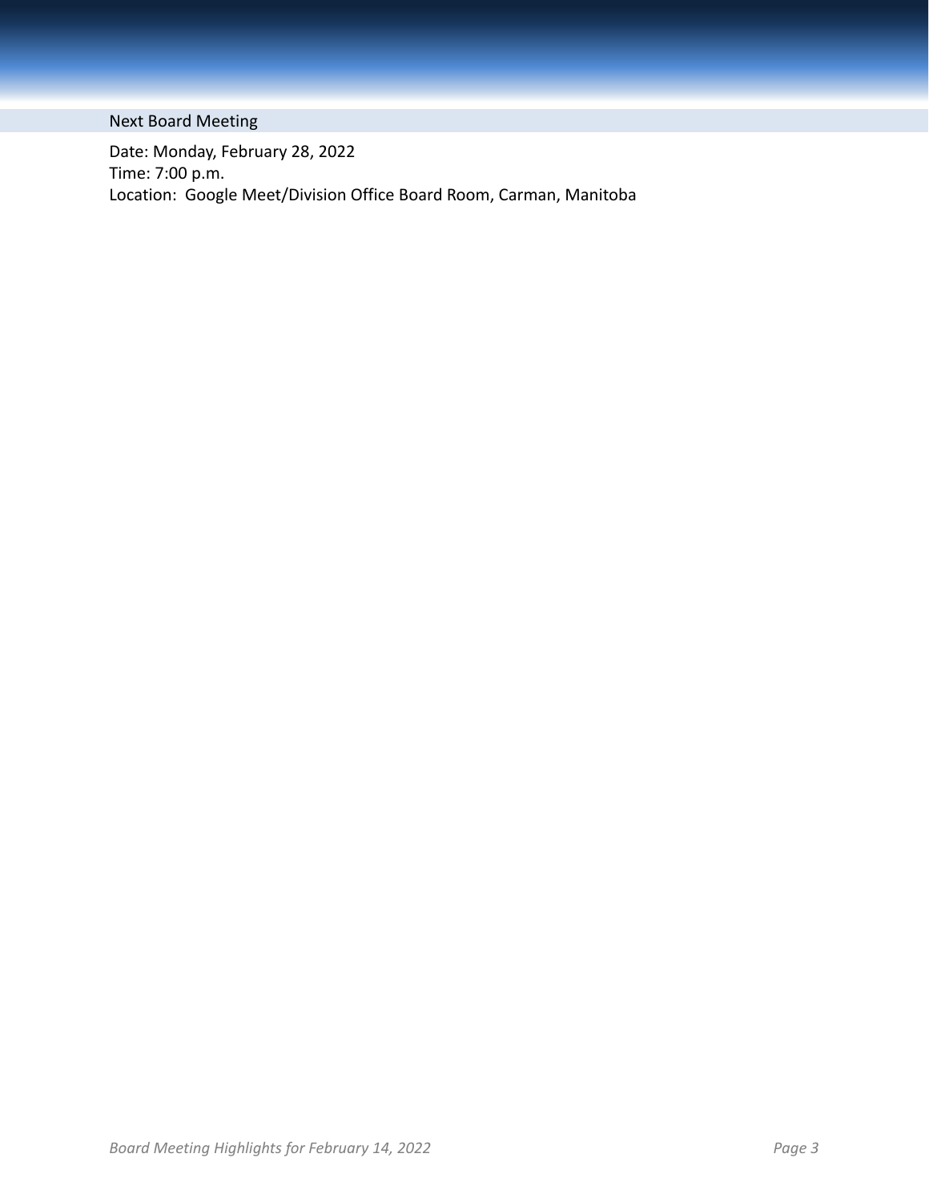## Next Board Meeting

Date: Monday, February 28, 2022
Time: 7:00 p.m.
Location: Google Meet/Division Office Board Room, Carman, Manitoba